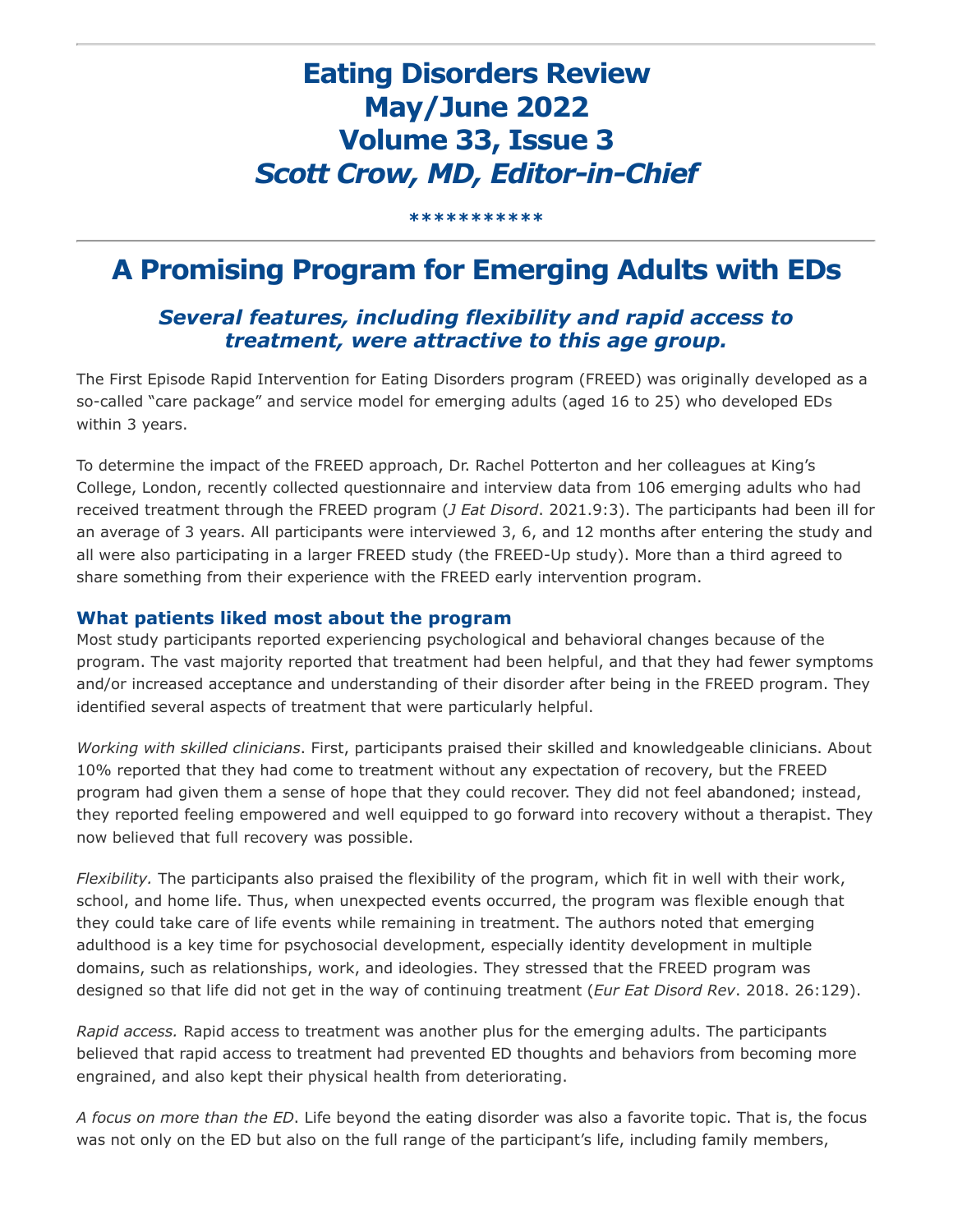# Eating Disorders Review
# May/June 2022
# Volume 33, Issue 3
# *Scott Crow, MD, Editor-in-Chief*

***********

## A Promising Program for Emerging Adults with EDs

### *Several features, including flexibility and rapid access to treatment, were attractive to this age group.*

The First Episode Rapid Intervention for Eating Disorders program (FREED) was originally developed as a so-called "care package" and service model for emerging adults (aged 16 to 25) who developed EDs within 3 years.

To determine the impact of the FREED approach, Dr. Rachel Potterton and her colleagues at King's College, London, recently collected questionnaire and interview data from 106 emerging adults who had received treatment through the FREED program (*J Eat Disord*. 2021.9:3). The participants had been ill for an average of 3 years. All participants were interviewed 3, 6, and 12 months after entering the study and all were also participating in a larger FREED study (the FREED-Up study). More than a third agreed to share something from their experience with the FREED early intervention program.

### What patients liked most about the program

Most study participants reported experiencing psychological and behavioral changes because of the program. The vast majority reported that treatment had been helpful, and that they had fewer symptoms and/or increased acceptance and understanding of their disorder after being in the FREED program. They identified several aspects of treatment that were particularly helpful.

*Working with skilled clinicians*. First, participants praised their skilled and knowledgeable clinicians. About 10% reported that they had come to treatment without any expectation of recovery, but the FREED program had given them a sense of hope that they could recover. They did not feel abandoned; instead, they reported feeling empowered and well equipped to go forward into recovery without a therapist. They now believed that full recovery was possible.

*Flexibility.* The participants also praised the flexibility of the program, which fit in well with their work, school, and home life. Thus, when unexpected events occurred, the program was flexible enough that they could take care of life events while remaining in treatment. The authors noted that emerging adulthood is a key time for psychosocial development, especially identity development in multiple domains, such as relationships, work, and ideologies. They stressed that the FREED program was designed so that life did not get in the way of continuing treatment (*Eur Eat Disord Rev*. 2018. 26:129).

*Rapid access.* Rapid access to treatment was another plus for the emerging adults. The participants believed that rapid access to treatment had prevented ED thoughts and behaviors from becoming more engrained, and also kept their physical health from deteriorating.

*A focus on more than the ED*. Life beyond the eating disorder was also a favorite topic. That is, the focus was not only on the ED but also on the full range of the participant's life, including family members,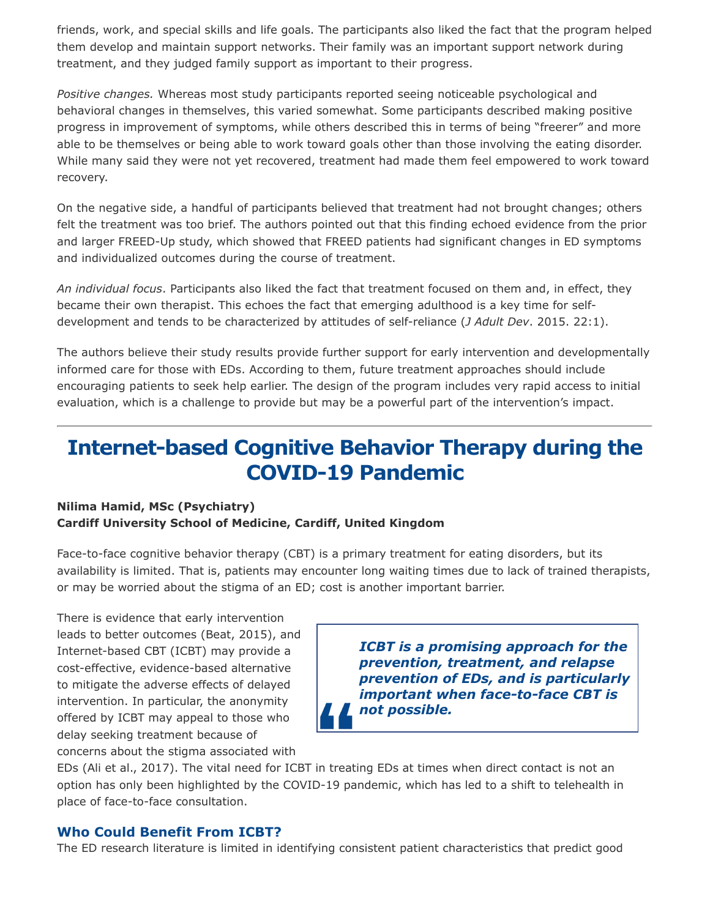friends, work, and special skills and life goals. The participants also liked the fact that the program helped them develop and maintain support networks. Their family was an important support network during treatment, and they judged family support as important to their progress.

*Positive changes.* Whereas most study participants reported seeing noticeable psychological and behavioral changes in themselves, this varied somewhat. Some participants described making positive progress in improvement of symptoms, while others described this in terms of being "freerer" and more able to be themselves or being able to work toward goals other than those involving the eating disorder. While many said they were not yet recovered, treatment had made them feel empowered to work toward recovery.

On the negative side, a handful of participants believed that treatment had not brought changes; others felt the treatment was too brief. The authors pointed out that this finding echoed evidence from the prior and larger FREED-Up study, which showed that FREED patients had significant changes in ED symptoms and individualized outcomes during the course of treatment.

*An individual focus*. Participants also liked the fact that treatment focused on them and, in effect, they became their own therapist. This echoes the fact that emerging adulthood is a key time for self-development and tends to be characterized by attitudes of self-reliance (*J Adult Dev*. 2015. 22:1).

The authors believe their study results provide further support for early intervention and developmentally informed care for those with EDs. According to them, future treatment approaches should include encouraging patients to seek help earlier. The design of the program includes very rapid access to initial evaluation, which is a challenge to provide but may be a powerful part of the intervention's impact.

---

# Internet-based Cognitive Behavior Therapy during the COVID-19 Pandemic

**Nilima Hamid, MSc (Psychiatry)**
**Cardiff University School of Medicine, Cardiff, United Kingdom**

Face-to-face cognitive behavior therapy (CBT) is a primary treatment for eating disorders, but its availability is limited. That is, patients may encounter long waiting times due to lack of trained therapists, or may be worried about the stigma of an ED; cost is another important barrier.

There is evidence that early intervention leads to better outcomes (Beat, 2015), and Internet-based CBT (ICBT) may provide a cost-effective, evidence-based alternative to mitigate the adverse effects of delayed intervention. In particular, the anonymity offered by ICBT may appeal to those who delay seeking treatment because of concerns about the stigma associated with EDs (Ali et al., 2017). The vital need for ICBT in treating EDs at times when direct contact is not an option has only been highlighted by the COVID-19 pandemic, which has led to a shift to telehealth in place of face-to-face consultation.

> ***ICBT is a promising approach for the prevention, treatment, and relapse prevention of EDs, and is particularly important when face-to-face CBT is not possible.***

## Who Could Benefit From ICBT?

The ED research literature is limited in identifying consistent patient characteristics that predict good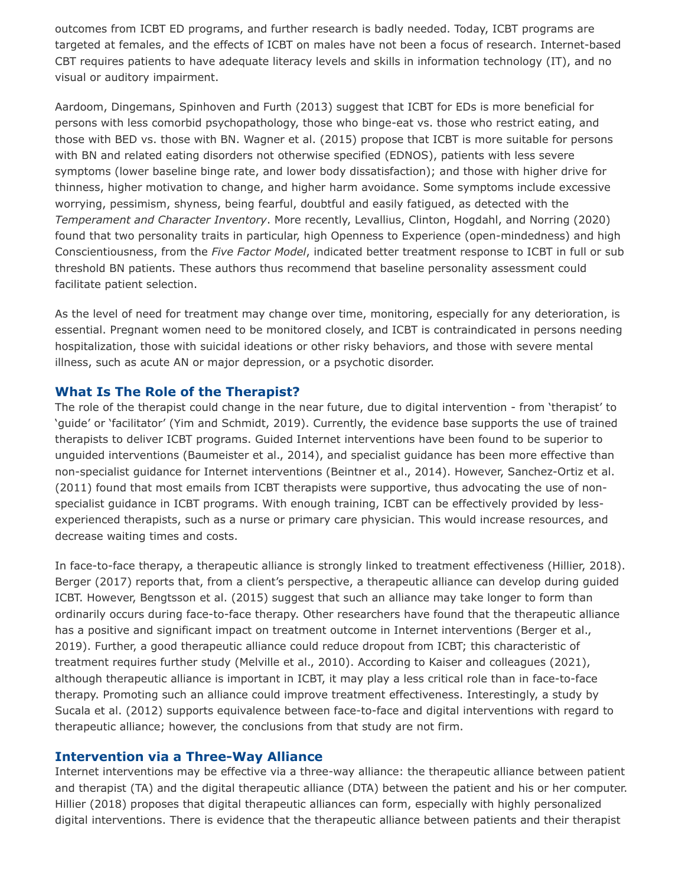outcomes from ICBT ED programs, and further research is badly needed. Today, ICBT programs are targeted at females, and the effects of ICBT on males have not been a focus of research. Internet-based CBT requires patients to have adequate literacy levels and skills in information technology (IT), and no visual or auditory impairment.

Aardoom, Dingemans, Spinhoven and Furth (2013) suggest that ICBT for EDs is more beneficial for persons with less comorbid psychopathology, those who binge-eat vs. those who restrict eating, and those with BED vs. those with BN. Wagner et al. (2015) propose that ICBT is more suitable for persons with BN and related eating disorders not otherwise specified (EDNOS), patients with less severe symptoms (lower baseline binge rate, and lower body dissatisfaction); and those with higher drive for thinness, higher motivation to change, and higher harm avoidance. Some symptoms include excessive worrying, pessimism, shyness, being fearful, doubtful and easily fatigued, as detected with the *Temperament and Character Inventory*. More recently, Levallius, Clinton, Hogdahl, and Norring (2020) found that two personality traits in particular, high Openness to Experience (open-mindedness) and high Conscientiousness, from the *Five Factor Model*, indicated better treatment response to ICBT in full or sub threshold BN patients. These authors thus recommend that baseline personality assessment could facilitate patient selection.

As the level of need for treatment may change over time, monitoring, especially for any deterioration, is essential. Pregnant women need to be monitored closely, and ICBT is contraindicated in persons needing hospitalization, those with suicidal ideations or other risky behaviors, and those with severe mental illness, such as acute AN or major depression, or a psychotic disorder.

## What Is The Role of the Therapist?

The role of the therapist could change in the near future, due to digital intervention - from 'therapist' to 'guide' or 'facilitator' (Yim and Schmidt, 2019). Currently, the evidence base supports the use of trained therapists to deliver ICBT programs. Guided Internet interventions have been found to be superior to unguided interventions (Baumeister et al., 2014), and specialist guidance has been more effective than non-specialist guidance for Internet interventions (Beintner et al., 2014). However, Sanchez-Ortiz et al. (2011) found that most emails from ICBT therapists were supportive, thus advocating the use of non-specialist guidance in ICBT programs. With enough training, ICBT can be effectively provided by less-experienced therapists, such as a nurse or primary care physician. This would increase resources, and decrease waiting times and costs.

In face-to-face therapy, a therapeutic alliance is strongly linked to treatment effectiveness (Hillier, 2018). Berger (2017) reports that, from a client's perspective, a therapeutic alliance can develop during guided ICBT. However, Bengtsson et al. (2015) suggest that such an alliance may take longer to form than ordinarily occurs during face-to-face therapy. Other researchers have found that the therapeutic alliance has a positive and significant impact on treatment outcome in Internet interventions (Berger et al., 2019). Further, a good therapeutic alliance could reduce dropout from ICBT; this characteristic of treatment requires further study (Melville et al., 2010). According to Kaiser and colleagues (2021), although therapeutic alliance is important in ICBT, it may play a less critical role than in face-to-face therapy. Promoting such an alliance could improve treatment effectiveness. Interestingly, a study by Sucala et al. (2012) supports equivalence between face-to-face and digital interventions with regard to therapeutic alliance; however, the conclusions from that study are not firm.

## Intervention via a Three-Way Alliance

Internet interventions may be effective via a three-way alliance: the therapeutic alliance between patient and therapist (TA) and the digital therapeutic alliance (DTA) between the patient and his or her computer. Hillier (2018) proposes that digital therapeutic alliances can form, especially with highly personalized digital interventions. There is evidence that the therapeutic alliance between patients and their therapist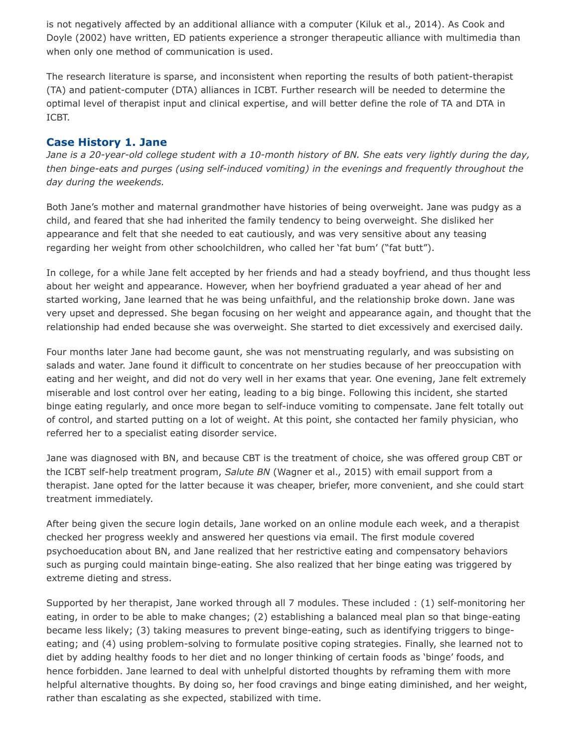is not negatively affected by an additional alliance with a computer (Kiluk et al., 2014). As Cook and Doyle (2002) have written, ED patients experience a stronger therapeutic alliance with multimedia than when only one method of communication is used.

The research literature is sparse, and inconsistent when reporting the results of both patient-therapist (TA) and patient-computer (DTA) alliances in ICBT. Further research will be needed to determine the optimal level of therapist input and clinical expertise, and will better define the role of TA and DTA in ICBT.

## Case History 1. Jane

*Jane is a 20-year-old college student with a 10-month history of BN. She eats very lightly during the day, then binge-eats and purges (using self-induced vomiting) in the evenings and frequently throughout the day during the weekends.*

Both Jane's mother and maternal grandmother have histories of being overweight. Jane was pudgy as a child, and feared that she had inherited the family tendency to being overweight. She disliked her appearance and felt that she needed to eat cautiously, and was very sensitive about any teasing regarding her weight from other schoolchildren, who called her 'fat bum' ("fat butt").

In college, for a while Jane felt accepted by her friends and had a steady boyfriend, and thus thought less about her weight and appearance. However, when her boyfriend graduated a year ahead of her and started working, Jane learned that he was being unfaithful, and the relationship broke down. Jane was very upset and depressed. She began focusing on her weight and appearance again, and thought that the relationship had ended because she was overweight. She started to diet excessively and exercised daily.

Four months later Jane had become gaunt, she was not menstruating regularly, and was subsisting on salads and water. Jane found it difficult to concentrate on her studies because of her preoccupation with eating and her weight, and did not do very well in her exams that year. One evening, Jane felt extremely miserable and lost control over her eating, leading to a big binge. Following this incident, she started binge eating regularly, and once more began to self-induce vomiting to compensate. Jane felt totally out of control, and started putting on a lot of weight. At this point, she contacted her family physician, who referred her to a specialist eating disorder service.

Jane was diagnosed with BN, and because CBT is the treatment of choice, she was offered group CBT or the ICBT self-help treatment program, *Salute BN* (Wagner et al., 2015) with email support from a therapist. Jane opted for the latter because it was cheaper, briefer, more convenient, and she could start treatment immediately.

After being given the secure login details, Jane worked on an online module each week, and a therapist checked her progress weekly and answered her questions via email. The first module covered psychoeducation about BN, and Jane realized that her restrictive eating and compensatory behaviors such as purging could maintain binge-eating. She also realized that her binge eating was triggered by extreme dieting and stress.

Supported by her therapist, Jane worked through all 7 modules. These included : (1) self-monitoring her eating, in order to be able to make changes; (2) establishing a balanced meal plan so that binge-eating became less likely; (3) taking measures to prevent binge-eating, such as identifying triggers to binge-eating; and (4) using problem-solving to formulate positive coping strategies. Finally, she learned not to diet by adding healthy foods to her diet and no longer thinking of certain foods as 'binge' foods, and hence forbidden. Jane learned to deal with unhelpful distorted thoughts by reframing them with more helpful alternative thoughts. By doing so, her food cravings and binge eating diminished, and her weight, rather than escalating as she expected, stabilized with time.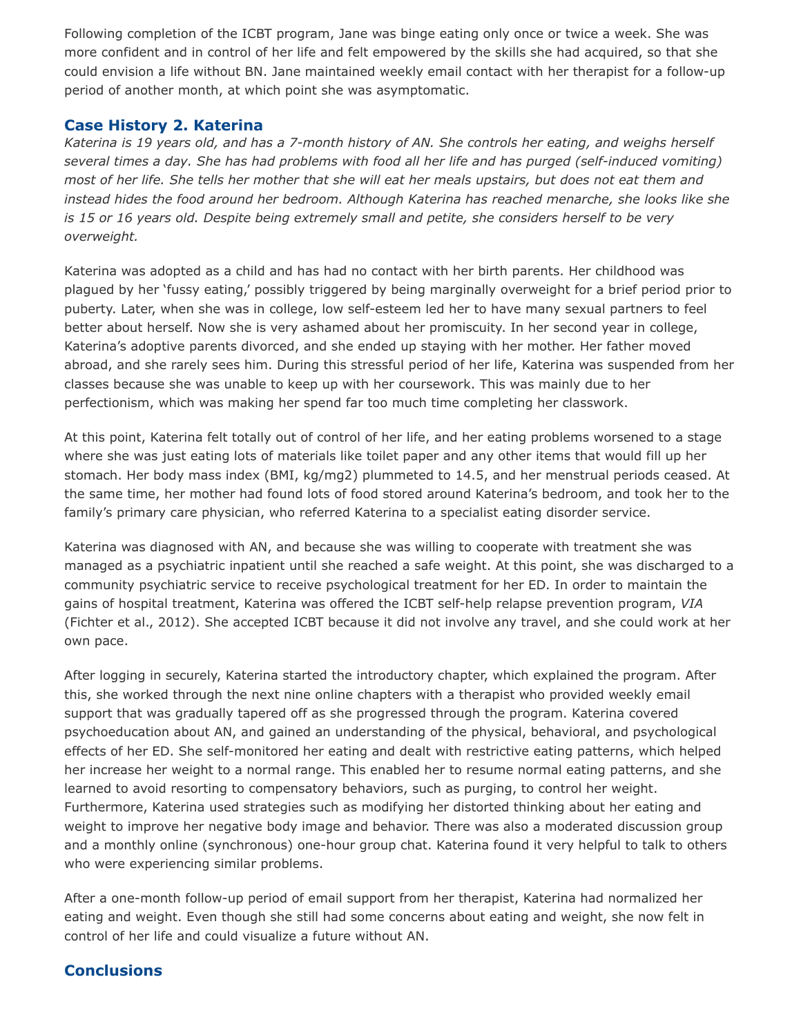Following completion of the ICBT program, Jane was binge eating only once or twice a week. She was more confident and in control of her life and felt empowered by the skills she had acquired, so that she could envision a life without BN. Jane maintained weekly email contact with her therapist for a follow-up period of another month, at which point she was asymptomatic.

## Case History 2. Katerina

*Katerina is 19 years old, and has a 7-month history of AN. She controls her eating, and weighs herself several times a day. She has had problems with food all her life and has purged (self-induced vomiting) most of her life. She tells her mother that she will eat her meals upstairs, but does not eat them and instead hides the food around her bedroom. Although Katerina has reached menarche, she looks like she is 15 or 16 years old. Despite being extremely small and petite, she considers herself to be very overweight.*

Katerina was adopted as a child and has had no contact with her birth parents. Her childhood was plagued by her 'fussy eating,' possibly triggered by being marginally overweight for a brief period prior to puberty. Later, when she was in college, low self-esteem led her to have many sexual partners to feel better about herself. Now she is very ashamed about her promiscuity. In her second year in college, Katerina's adoptive parents divorced, and she ended up staying with her mother. Her father moved abroad, and she rarely sees him. During this stressful period of her life, Katerina was suspended from her classes because she was unable to keep up with her coursework. This was mainly due to her perfectionism, which was making her spend far too much time completing her classwork.

At this point, Katerina felt totally out of control of her life, and her eating problems worsened to a stage where she was just eating lots of materials like toilet paper and any other items that would fill up her stomach. Her body mass index (BMI, kg/mg2) plummeted to 14.5, and her menstrual periods ceased. At the same time, her mother had found lots of food stored around Katerina's bedroom, and took her to the family's primary care physician, who referred Katerina to a specialist eating disorder service.

Katerina was diagnosed with AN, and because she was willing to cooperate with treatment she was managed as a psychiatric inpatient until she reached a safe weight. At this point, she was discharged to a community psychiatric service to receive psychological treatment for her ED. In order to maintain the gains of hospital treatment, Katerina was offered the ICBT self-help relapse prevention program, *VIA* (Fichter et al., 2012). She accepted ICBT because it did not involve any travel, and she could work at her own pace.

After logging in securely, Katerina started the introductory chapter, which explained the program. After this, she worked through the next nine online chapters with a therapist who provided weekly email support that was gradually tapered off as she progressed through the program. Katerina covered psychoeducation about AN, and gained an understanding of the physical, behavioral, and psychological effects of her ED. She self-monitored her eating and dealt with restrictive eating patterns, which helped her increase her weight to a normal range. This enabled her to resume normal eating patterns, and she learned to avoid resorting to compensatory behaviors, such as purging, to control her weight. Furthermore, Katerina used strategies such as modifying her distorted thinking about her eating and weight to improve her negative body image and behavior. There was also a moderated discussion group and a monthly online (synchronous) one-hour group chat. Katerina found it very helpful to talk to others who were experiencing similar problems.

After a one-month follow-up period of email support from her therapist, Katerina had normalized her eating and weight. Even though she still had some concerns about eating and weight, she now felt in control of her life and could visualize a future without AN.

## Conclusions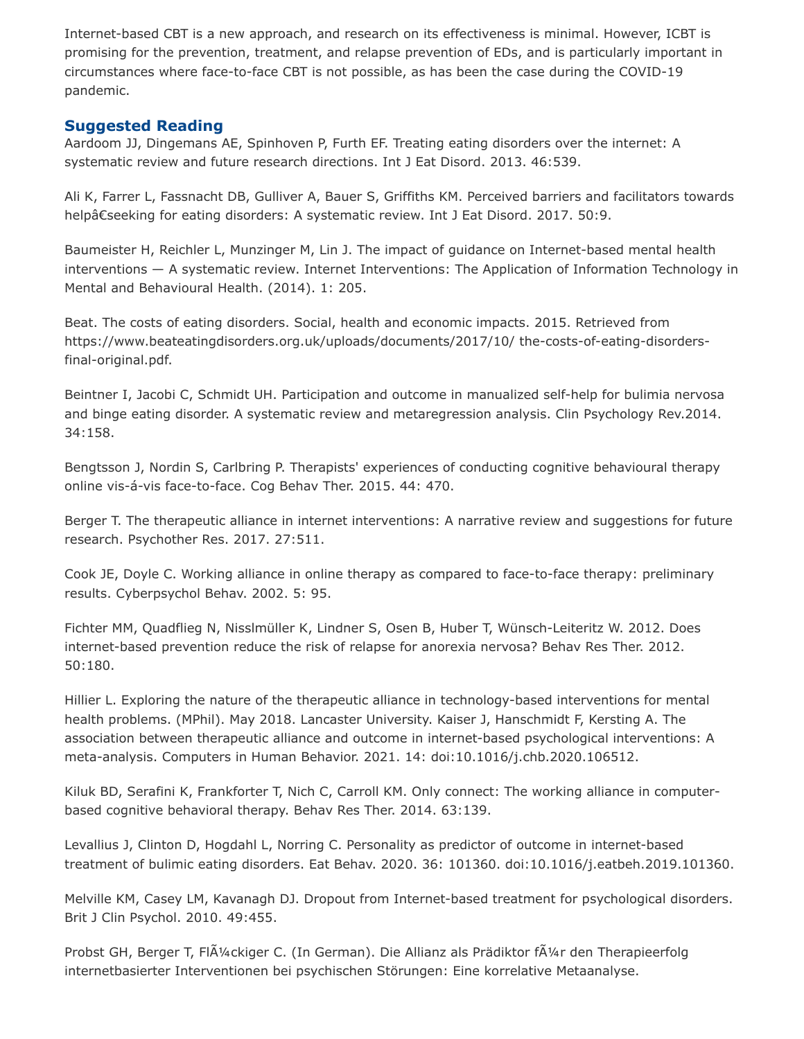Internet-based CBT is a new approach, and research on its effectiveness is minimal. However, ICBT is promising for the prevention, treatment, and relapse prevention of EDs, and is particularly important in circumstances where face-to-face CBT is not possible, as has been the case during the COVID-19 pandemic.

## Suggested Reading

Aardoom JJ, Dingemans AE, Spinhoven P, Furth EF. Treating eating disorders over the internet: A systematic review and future research directions. Int J Eat Disord. 2013. 46:539.

Ali K, Farrer L, Fassnacht DB, Gulliver A, Bauer S, Griffiths KM. Perceived barriers and facilitators towards helpâ€seeking for eating disorders: A systematic review. Int J Eat Disord. 2017. 50:9.

Baumeister H, Reichler L, Munzinger M, Lin J. The impact of guidance on Internet-based mental health interventions — A systematic review. Internet Interventions: The Application of Information Technology in Mental and Behavioural Health. (2014). 1: 205.

Beat. The costs of eating disorders. Social, health and economic impacts. 2015. Retrieved from https://www.beateatingdisorders.org.uk/uploads/documents/2017/10/ the-costs-of-eating-disorders-final-original.pdf.

Beintner I, Jacobi C, Schmidt UH. Participation and outcome in manualized self-help for bulimia nervosa and binge eating disorder. A systematic review and metaregression analysis. Clin Psychology Rev.2014. 34:158.

Bengtsson J, Nordin S, Carlbring P. Therapists' experiences of conducting cognitive behavioural therapy online vis-á-vis face-to-face. Cog Behav Ther. 2015. 44: 470.

Berger T. The therapeutic alliance in internet interventions: A narrative review and suggestions for future research. Psychother Res. 2017. 27:511.

Cook JE, Doyle C. Working alliance in online therapy as compared to face-to-face therapy: preliminary results. Cyberpsychol Behav. 2002. 5: 95.

Fichter MM, Quadflieg N, Nisslmüller K, Lindner S, Osen B, Huber T, Wünsch-Leiteritz W. 2012. Does internet-based prevention reduce the risk of relapse for anorexia nervosa? Behav Res Ther. 2012. 50:180.

Hillier L. Exploring the nature of the therapeutic alliance in technology-based interventions for mental health problems. (MPhil). May 2018. Lancaster University. Kaiser J, Hanschmidt F, Kersting A. The association between therapeutic alliance and outcome in internet-based psychological interventions: A meta-analysis. Computers in Human Behavior. 2021. 14: doi:10.1016/j.chb.2020.106512.

Kiluk BD, Serafini K, Frankforter T, Nich C, Carroll KM. Only connect: The working alliance in computer-based cognitive behavioral therapy. Behav Res Ther. 2014. 63:139.

Levallius J, Clinton D, Hogdahl L, Norring C. Personality as predictor of outcome in internet-based treatment of bulimic eating disorders. Eat Behav. 2020. 36: 101360. doi:10.1016/j.eatbeh.2019.101360.

Melville KM, Casey LM, Kavanagh DJ. Dropout from Internet-based treatment for psychological disorders. Brit J Clin Psychol. 2010. 49:455.

Probst GH, Berger T, FlÃ¼ckiger C. (In German). Die Allianz als Prädiktor fÃ¼r den Therapieerfolg internetbasierter Interventionen bei psychischen Störungen: Eine korrelative Metaanalyse.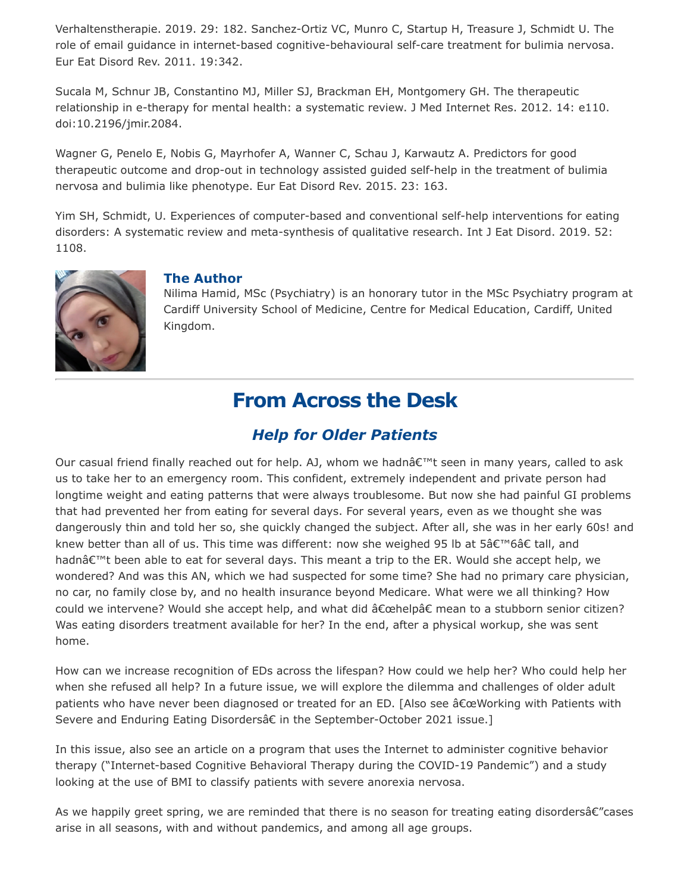Verhaltenstherapie. 2019. 29: 182. Sanchez-Ortiz VC, Munro C, Startup H, Treasure J, Schmidt U. The role of email guidance in internet-based cognitive-behavioural self-care treatment for bulimia nervosa. Eur Eat Disord Rev. 2011. 19:342.

Sucala M, Schnur JB, Constantino MJ, Miller SJ, Brackman EH, Montgomery GH. The therapeutic relationship in e-therapy for mental health: a systematic review. J Med Internet Res. 2012. 14: e110. doi:10.2196/jmir.2084.

Wagner G, Penelo E, Nobis G, Mayrhofer A, Wanner C, Schau J, Karwautz A. Predictors for good therapeutic outcome and drop-out in technology assisted guided self-help in the treatment of bulimia nervosa and bulimia like phenotype. Eur Eat Disord Rev. 2015. 23: 163.

Yim SH, Schmidt, U. Experiences of computer-based and conventional self-help interventions for eating disorders: A systematic review and meta-synthesis of qualitative research. Int J Eat Disord. 2019. 52: 1108.

### The Author

Nilima Hamid, MSc (Psychiatry) is an honorary tutor in the MSc Psychiatry program at Cardiff University School of Medicine, Centre for Medical Education, Cardiff, United Kingdom.

---

# From Across the Desk

## *Help for Older Patients*

Our casual friend finally reached out for help. AJ, whom we hadnâ€™t seen in many years, called to ask us to take her to an emergency room. This confident, extremely independent and private person had longtime weight and eating patterns that were always troublesome. But now she had painful GI problems that had prevented her from eating for several days. For several years, even as we thought she was dangerously thin and told her so, she quickly changed the subject. After all, she was in her early 60s! and knew better than all of us. This time was different: now she weighed 95 lb at 5â€™6â€ tall, and hadnâ€™t been able to eat for several days. This meant a trip to the ER. Would she accept help, we wondered? And was this AN, which we had suspected for some time? She had no primary care physician, no car, no family close by, and no health insurance beyond Medicare. What were we all thinking? How could we intervene? Would she accept help, and what did â€œhelpâ€ mean to a stubborn senior citizen? Was eating disorders treatment available for her? In the end, after a physical workup, she was sent home.

How can we increase recognition of EDs across the lifespan? How could we help her? Who could help her when she refused all help? In a future issue, we will explore the dilemma and challenges of older adult patients who have never been diagnosed or treated for an ED. [Also see â€œWorking with Patients with Severe and Enduring Eating Disordersâ€ in the September-October 2021 issue.]

In this issue, also see an article on a program that uses the Internet to administer cognitive behavior therapy ("Internet-based Cognitive Behavioral Therapy during the COVID-19 Pandemic") and a study looking at the use of BMI to classify patients with severe anorexia nervosa.

As we happily greet spring, we are reminded that there is no season for treating eating disordersâ€"cases arise in all seasons, with and without pandemics, and among all age groups.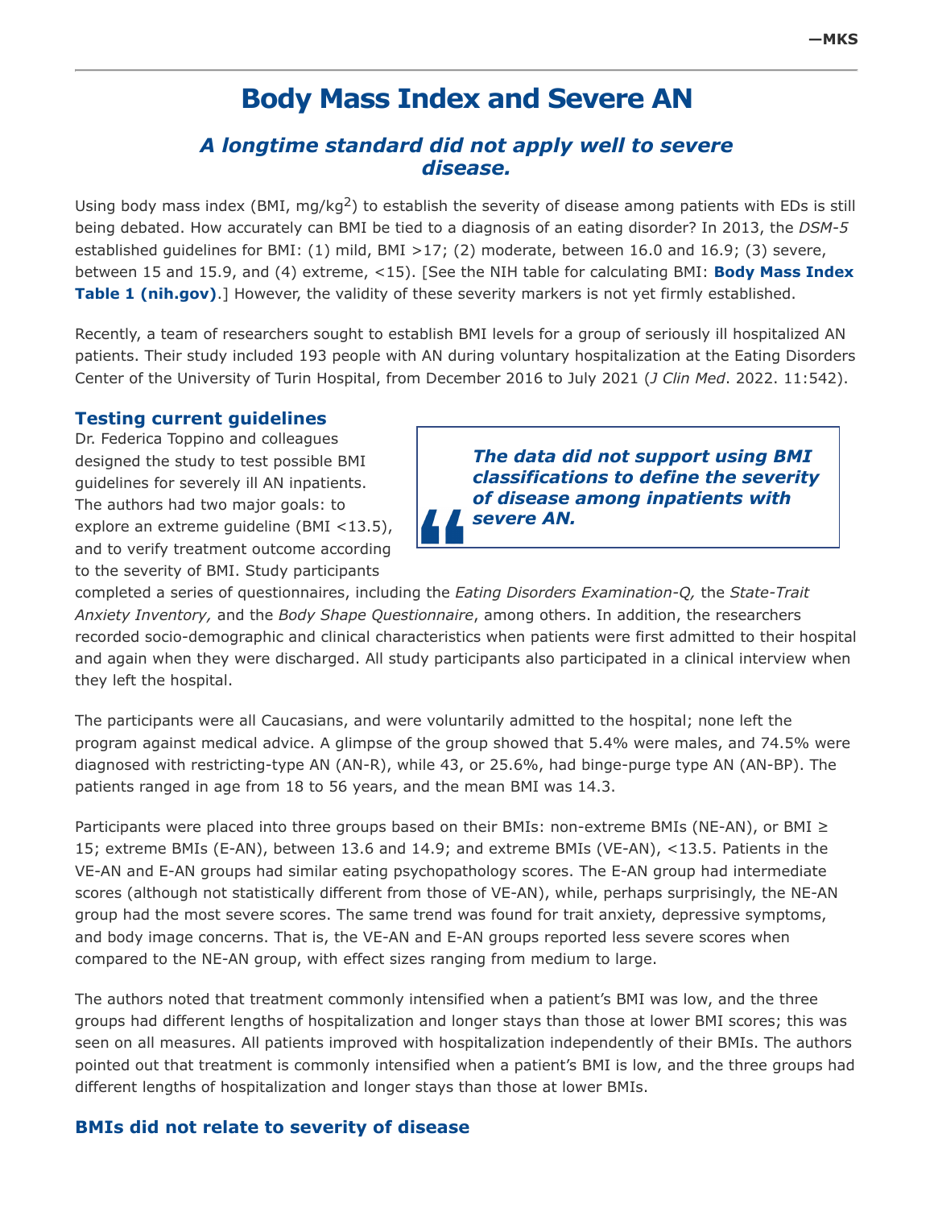—MKS

# Body Mass Index and Severe AN

## *A longtime standard did not apply well to severe disease.*

Using body mass index (BMI, mg/kg$^2$) to establish the severity of disease among patients with EDs is still being debated. How accurately can BMI be tied to a diagnosis of an eating disorder? In 2013, the *DSM-5* established guidelines for BMI: (1) mild, BMI >17; (2) moderate, between 16.0 and 16.9; (3) severe, between 15 and 15.9, and (4) extreme, <15). [See the NIH table for calculating BMI: **Body Mass Index Table 1 (nih.gov)**.] However, the validity of these severity markers is not yet firmly established.

Recently, a team of researchers sought to establish BMI levels for a group of seriously ill hospitalized AN patients. Their study included 193 people with AN during voluntary hospitalization at the Eating Disorders Center of the University of Turin Hospital, from December 2016 to July 2021 (*J Clin Med*. 2022. 11:542).

### Testing current guidelines

Dr. Federica Toppino and colleagues designed the study to test possible BMI guidelines for severely ill AN inpatients. The authors had two major goals: to explore an extreme guideline (BMI <13.5), and to verify treatment outcome according to the severity of BMI. Study participants completed a series of questionnaires, including the *Eating Disorders Examination-Q,* the *State-Trait Anxiety Inventory,* and the *Body Shape Questionnaire*, among others. In addition, the researchers recorded socio-demographic and clinical characteristics when patients were first admitted to their hospital and again when they were discharged. All study participants also participated in a clinical interview when they left the hospital.

> ***The data did not support using BMI classifications to define the severity of disease among inpatients with severe AN.***

The participants were all Caucasians, and were voluntarily admitted to the hospital; none left the program against medical advice. A glimpse of the group showed that 5.4% were males, and 74.5% were diagnosed with restricting-type AN (AN-R), while 43, or 25.6%, had binge-purge type AN (AN-BP). The patients ranged in age from 18 to 56 years, and the mean BMI was 14.3.

Participants were placed into three groups based on their BMIs: non-extreme BMIs (NE-AN), or BMI ≥ 15; extreme BMIs (E-AN), between 13.6 and 14.9; and extreme BMIs (VE-AN), <13.5. Patients in the VE-AN and E-AN groups had similar eating psychopathology scores. The E-AN group had intermediate scores (although not statistically different from those of VE-AN), while, perhaps surprisingly, the NE-AN group had the most severe scores. The same trend was found for trait anxiety, depressive symptoms, and body image concerns. That is, the VE-AN and E-AN groups reported less severe scores when compared to the NE-AN group, with effect sizes ranging from medium to large.

The authors noted that treatment commonly intensified when a patient's BMI was low, and the three groups had different lengths of hospitalization and longer stays than those at lower BMI scores; this was seen on all measures. All patients improved with hospitalization independently of their BMIs. The authors pointed out that treatment is commonly intensified when a patient's BMI is low, and the three groups had different lengths of hospitalization and longer stays than those at lower BMIs.

### BMIs did not relate to severity of disease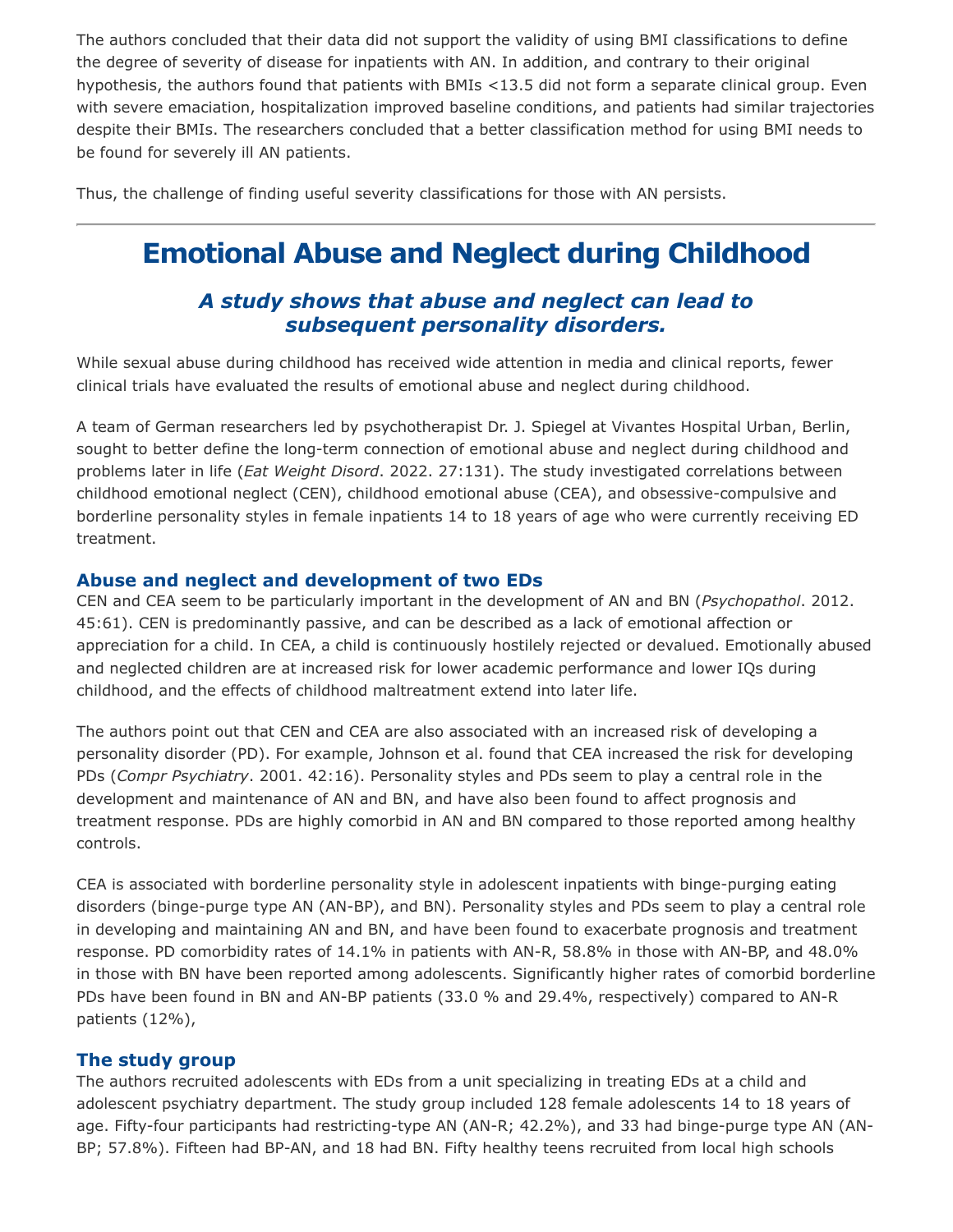The authors concluded that their data did not support the validity of using BMI classifications to define the degree of severity of disease for inpatients with AN. In addition, and contrary to their original hypothesis, the authors found that patients with BMIs <13.5 did not form a separate clinical group. Even with severe emaciation, hospitalization improved baseline conditions, and patients had similar trajectories despite their BMIs. The researchers concluded that a better classification method for using BMI needs to be found for severely ill AN patients.

Thus, the challenge of finding useful severity classifications for those with AN persists.

---

# Emotional Abuse and Neglect during Childhood

### *A study shows that abuse and neglect can lead to subsequent personality disorders.*

While sexual abuse during childhood has received wide attention in media and clinical reports, fewer clinical trials have evaluated the results of emotional abuse and neglect during childhood.

A team of German researchers led by psychotherapist Dr. J. Spiegel at Vivantes Hospital Urban, Berlin, sought to better define the long-term connection of emotional abuse and neglect during childhood and problems later in life (*Eat Weight Disord*. 2022. 27:131). The study investigated correlations between childhood emotional neglect (CEN), childhood emotional abuse (CEA), and obsessive-compulsive and borderline personality styles in female inpatients 14 to 18 years of age who were currently receiving ED treatment.

## Abuse and neglect and development of two EDs

CEN and CEA seem to be particularly important in the development of AN and BN (*Psychopathol*. 2012. 45:61). CEN is predominantly passive, and can be described as a lack of emotional affection or appreciation for a child. In CEA, a child is continuously hostilely rejected or devalued. Emotionally abused and neglected children are at increased risk for lower academic performance and lower IQs during childhood, and the effects of childhood maltreatment extend into later life.

The authors point out that CEN and CEA are also associated with an increased risk of developing a personality disorder (PD). For example, Johnson et al. found that CEA increased the risk for developing PDs (*Compr Psychiatry*. 2001. 42:16). Personality styles and PDs seem to play a central role in the development and maintenance of AN and BN, and have also been found to affect prognosis and treatment response. PDs are highly comorbid in AN and BN compared to those reported among healthy controls.

CEA is associated with borderline personality style in adolescent inpatients with binge-purging eating disorders (binge-purge type AN (AN-BP), and BN). Personality styles and PDs seem to play a central role in developing and maintaining AN and BN, and have been found to exacerbate prognosis and treatment response. PD comorbidity rates of 14.1% in patients with AN-R, 58.8% in those with AN-BP, and 48.0% in those with BN have been reported among adolescents. Significantly higher rates of comorbid borderline PDs have been found in BN and AN-BP patients (33.0 % and 29.4%, respectively) compared to AN-R patients (12%),

## The study group

The authors recruited adolescents with EDs from a unit specializing in treating EDs at a child and adolescent psychiatry department. The study group included 128 female adolescents 14 to 18 years of age. Fifty-four participants had restricting-type AN (AN-R; 42.2%), and 33 had binge-purge type AN (AN-BP; 57.8%). Fifteen had BP-AN, and 18 had BN. Fifty healthy teens recruited from local high schools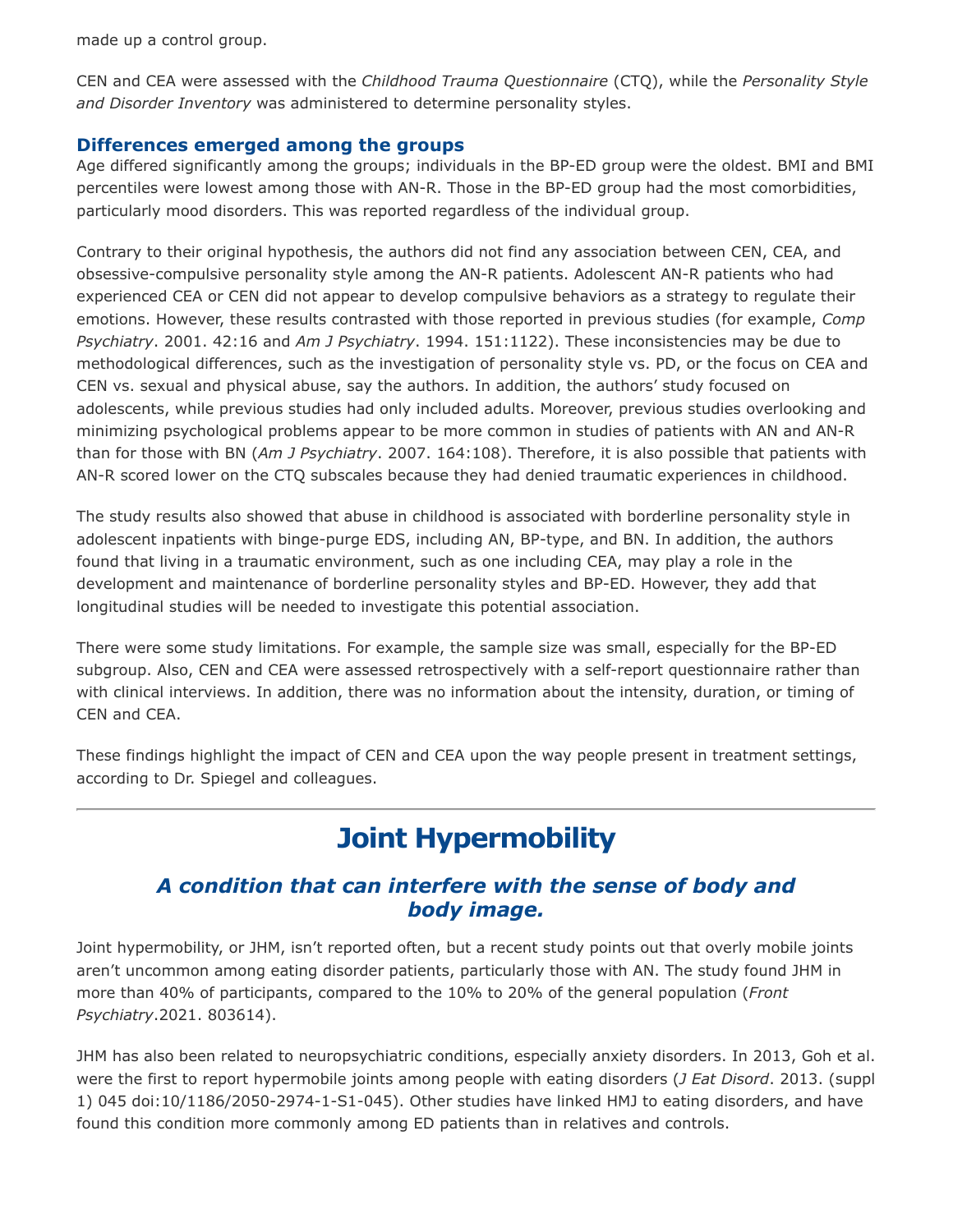made up a control group.

CEN and CEA were assessed with the *Childhood Trauma Questionnaire* (CTQ), while the *Personality Style and Disorder Inventory* was administered to determine personality styles.

### Differences emerged among the groups

Age differed significantly among the groups; individuals in the BP-ED group were the oldest. BMI and BMI percentiles were lowest among those with AN-R. Those in the BP-ED group had the most comorbidities, particularly mood disorders. This was reported regardless of the individual group.

Contrary to their original hypothesis, the authors did not find any association between CEN, CEA, and obsessive-compulsive personality style among the AN-R patients. Adolescent AN-R patients who had experienced CEA or CEN did not appear to develop compulsive behaviors as a strategy to regulate their emotions. However, these results contrasted with those reported in previous studies (for example, *Comp Psychiatry*. 2001. 42:16 and *Am J Psychiatry*. 1994. 151:1122). These inconsistencies may be due to methodological differences, such as the investigation of personality style vs. PD, or the focus on CEA and CEN vs. sexual and physical abuse, say the authors. In addition, the authors' study focused on adolescents, while previous studies had only included adults. Moreover, previous studies overlooking and minimizing psychological problems appear to be more common in studies of patients with AN and AN-R than for those with BN (*Am J Psychiatry*. 2007. 164:108). Therefore, it is also possible that patients with AN-R scored lower on the CTQ subscales because they had denied traumatic experiences in childhood.

The study results also showed that abuse in childhood is associated with borderline personality style in adolescent inpatients with binge-purge EDS, including AN, BP-type, and BN. In addition, the authors found that living in a traumatic environment, such as one including CEA, may play a role in the development and maintenance of borderline personality styles and BP-ED. However, they add that longitudinal studies will be needed to investigate this potential association.

There were some study limitations. For example, the sample size was small, especially for the BP-ED subgroup. Also, CEN and CEA were assessed retrospectively with a self-report questionnaire rather than with clinical interviews. In addition, there was no information about the intensity, duration, or timing of CEN and CEA.

These findings highlight the impact of CEN and CEA upon the way people present in treatment settings, according to Dr. Spiegel and colleagues.

---

# Joint Hypermobility

## *A condition that can interfere with the sense of body and body image.*

Joint hypermobility, or JHM, isn't reported often, but a recent study points out that overly mobile joints aren't uncommon among eating disorder patients, particularly those with AN. The study found JHM in more than 40% of participants, compared to the 10% to 20% of the general population (*Front Psychiatry*.2021. 803614).

JHM has also been related to neuropsychiatric conditions, especially anxiety disorders. In 2013, Goh et al. were the first to report hypermobile joints among people with eating disorders (*J Eat Disord*. 2013. (suppl 1) 045 doi:10/1186/2050-2974-1-S1-045). Other studies have linked HMJ to eating disorders, and have found this condition more commonly among ED patients than in relatives and controls.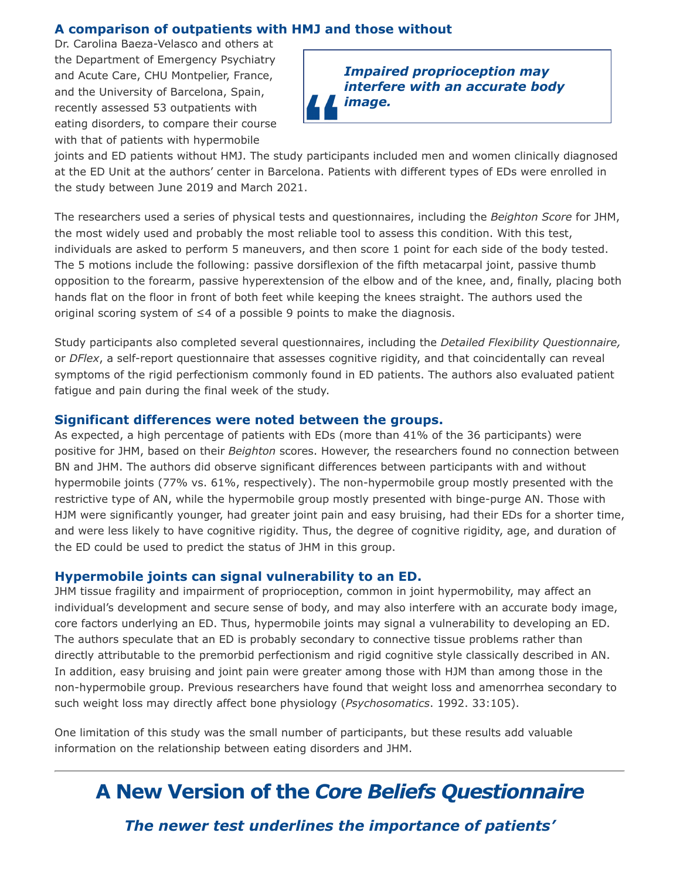### A comparison of outpatients with HMJ and those without

Dr. Carolina Baeza-Velasco and others at the Department of Emergency Psychiatry and Acute Care, CHU Montpelier, France, and the University of Barcelona, Spain, recently assessed 53 outpatients with eating disorders, to compare their course with that of patients with hypermobile joints and ED patients without HMJ. The study participants included men and women clinically diagnosed at the ED Unit at the authors' center in Barcelona. Patients with different types of EDs were enrolled in the study between June 2019 and March 2021.

> ***Impaired proprioception may interfere with an accurate body image.***

The researchers used a series of physical tests and questionnaires, including the *Beighton Score* for JHM, the most widely used and probably the most reliable tool to assess this condition. With this test, individuals are asked to perform 5 maneuvers, and then score 1 point for each side of the body tested. The 5 motions include the following: passive dorsiflexion of the fifth metacarpal joint, passive thumb opposition to the forearm, passive hyperextension of the elbow and of the knee, and, finally, placing both hands flat on the floor in front of both feet while keeping the knees straight. The authors used the original scoring system of ≤4 of a possible 9 points to make the diagnosis.

Study participants also completed several questionnaires, including the *Detailed Flexibility Questionnaire,* or *DFlex*, a self-report questionnaire that assesses cognitive rigidity, and that coincidentally can reveal symptoms of the rigid perfectionism commonly found in ED patients. The authors also evaluated patient fatigue and pain during the final week of the study.

### Significant differences were noted between the groups.

As expected, a high percentage of patients with EDs (more than 41% of the 36 participants) were positive for JHM, based on their *Beighton* scores. However, the researchers found no connection between BN and JHM. The authors did observe significant differences between participants with and without hypermobile joints (77% vs. 61%, respectively). The non-hypermobile group mostly presented with the restrictive type of AN, while the hypermobile group mostly presented with binge-purge AN. Those with HJM were significantly younger, had greater joint pain and easy bruising, had their EDs for a shorter time, and were less likely to have cognitive rigidity. Thus, the degree of cognitive rigidity, age, and duration of the ED could be used to predict the status of JHM in this group.

### Hypermobile joints can signal vulnerability to an ED.

JHM tissue fragility and impairment of proprioception, common in joint hypermobility, may affect an individual's development and secure sense of body, and may also interfere with an accurate body image, core factors underlying an ED. Thus, hypermobile joints may signal a vulnerability to developing an ED. The authors speculate that an ED is probably secondary to connective tissue problems rather than directly attributable to the premorbid perfectionism and rigid cognitive style classically described in AN. In addition, easy bruising and joint pain were greater among those with HJM than among those in the non-hypermobile group. Previous researchers have found that weight loss and amenorrhea secondary to such weight loss may directly affect bone physiology (*Psychosomatics*. 1992. 33:105).

One limitation of this study was the small number of participants, but these results add valuable information on the relationship between eating disorders and JHM.

---

# A New Version of the *Core Beliefs Questionnaire*

***The newer test underlines the importance of patients'***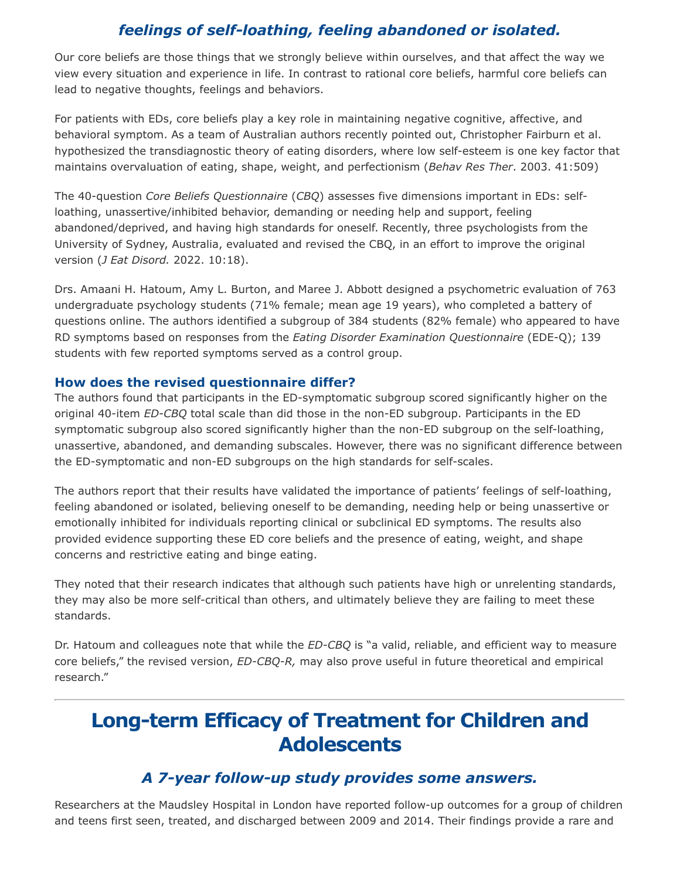### *feelings of self-loathing, feeling abandoned or isolated.*

Our core beliefs are those things that we strongly believe within ourselves, and that affect the way we view every situation and experience in life. In contrast to rational core beliefs, harmful core beliefs can lead to negative thoughts, feelings and behaviors.

For patients with EDs, core beliefs play a key role in maintaining negative cognitive, affective, and behavioral symptom. As a team of Australian authors recently pointed out, Christopher Fairburn et al. hypothesized the transdiagnostic theory of eating disorders, where low self-esteem is one key factor that maintains overvaluation of eating, shape, weight, and perfectionism (*Behav Res Ther*. 2003. 41:509)

The 40-question *Core Beliefs Questionnaire* (*CBQ*) assesses five dimensions important in EDs: self-loathing, unassertive/inhibited behavior, demanding or needing help and support, feeling abandoned/deprived, and having high standards for oneself. Recently, three psychologists from the University of Sydney, Australia, evaluated and revised the CBQ, in an effort to improve the original version (*J Eat Disord.* 2022. 10:18).

Drs. Amaani H. Hatoum, Amy L. Burton, and Maree J. Abbott designed a psychometric evaluation of 763 undergraduate psychology students (71% female; mean age 19 years), who completed a battery of questions online. The authors identified a subgroup of 384 students (82% female) who appeared to have RD symptoms based on responses from the *Eating Disorder Examination Questionnaire* (EDE-Q); 139 students with few reported symptoms served as a control group.

### How does the revised questionnaire differ?

The authors found that participants in the ED-symptomatic subgroup scored significantly higher on the original 40-item *ED-CBQ* total scale than did those in the non-ED subgroup. Participants in the ED symptomatic subgroup also scored significantly higher than the non-ED subgroup on the self-loathing, unassertive, abandoned, and demanding subscales. However, there was no significant difference between the ED-symptomatic and non-ED subgroups on the high standards for self-scales.

The authors report that their results have validated the importance of patients' feelings of self-loathing, feeling abandoned or isolated, believing oneself to be demanding, needing help or being unassertive or emotionally inhibited for individuals reporting clinical or subclinical ED symptoms. The results also provided evidence supporting these ED core beliefs and the presence of eating, weight, and shape concerns and restrictive eating and binge eating.

They noted that their research indicates that although such patients have high or unrelenting standards, they may also be more self-critical than others, and ultimately believe they are failing to meet these standards.

Dr. Hatoum and colleagues note that while the *ED-CBQ* is "a valid, reliable, and efficient way to measure core beliefs," the revised version, *ED-CBQ-R,* may also prove useful in future theoretical and empirical research."

---

# Long-term Efficacy of Treatment for Children and Adolescents

### *A 7-year follow-up study provides some answers.*

Researchers at the Maudsley Hospital in London have reported follow-up outcomes for a group of children and teens first seen, treated, and discharged between 2009 and 2014. Their findings provide a rare and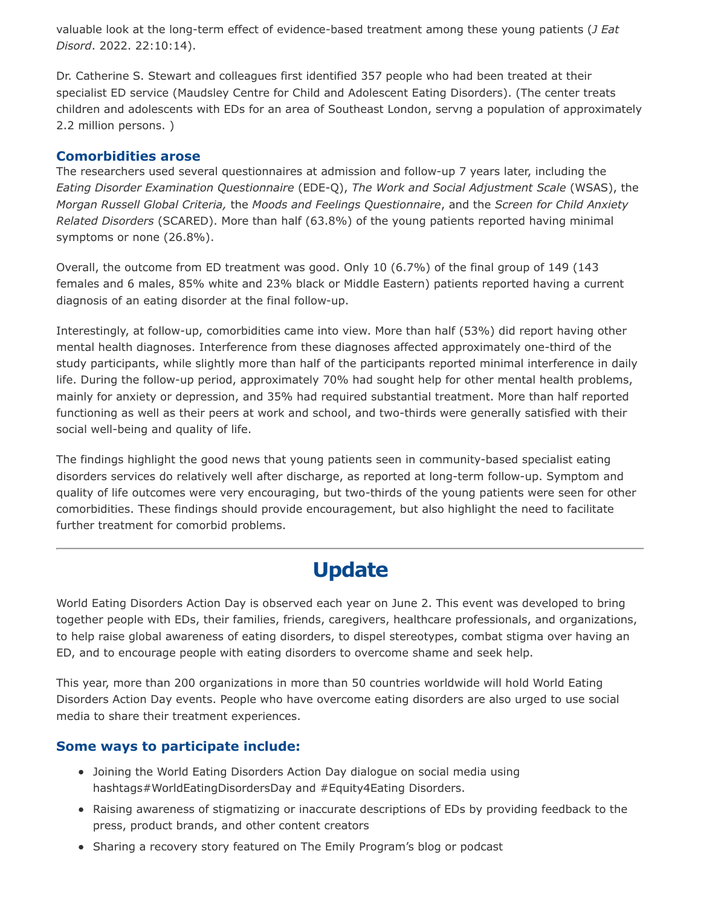valuable look at the long-term effect of evidence-based treatment among these young patients (*J Eat Disord*. 2022. 22:10:14).

Dr. Catherine S. Stewart and colleagues first identified 357 people who had been treated at their specialist ED service (Maudsley Centre for Child and Adolescent Eating Disorders). (The center treats children and adolescents with EDs for an area of Southeast London, servng a population of approximately 2.2 million persons. )

### Comorbidities arose

The researchers used several questionnaires at admission and follow-up 7 years later, including the *Eating Disorder Examination Questionnaire* (EDE-Q), *The Work and Social Adjustment Scale* (WSAS), the *Morgan Russell Global Criteria,* the *Moods and Feelings Questionnaire*, and the *Screen for Child Anxiety Related Disorders* (SCARED). More than half (63.8%) of the young patients reported having minimal symptoms or none (26.8%).

Overall, the outcome from ED treatment was good. Only 10 (6.7%) of the final group of 149 (143 females and 6 males, 85% white and 23% black or Middle Eastern) patients reported having a current diagnosis of an eating disorder at the final follow-up.

Interestingly, at follow-up, comorbidities came into view. More than half (53%) did report having other mental health diagnoses. Interference from these diagnoses affected approximately one-third of the study participants, while slightly more than half of the participants reported minimal interference in daily life. During the follow-up period, approximately 70% had sought help for other mental health problems, mainly for anxiety or depression, and 35% had required substantial treatment. More than half reported functioning as well as their peers at work and school, and two-thirds were generally satisfied with their social well-being and quality of life.

The findings highlight the good news that young patients seen in community-based specialist eating disorders services do relatively well after discharge, as reported at long-term follow-up. Symptom and quality of life outcomes were very encouraging, but two-thirds of the young patients were seen for other comorbidities. These findings should provide encouragement, but also highlight the need to facilitate further treatment for comorbid problems.

---

## Update

World Eating Disorders Action Day is observed each year on June 2. This event was developed to bring together people with EDs, their families, friends, caregivers, healthcare professionals, and organizations, to help raise global awareness of eating disorders, to dispel stereotypes, combat stigma over having an ED, and to encourage people with eating disorders to overcome shame and seek help.

This year, more than 200 organizations in more than 50 countries worldwide will hold World Eating Disorders Action Day events. People who have overcome eating disorders are also urged to use social media to share their treatment experiences.

### Some ways to participate include:

- Joining the World Eating Disorders Action Day dialogue on social media using hashtags#WorldEatingDisordersDay and #Equity4Eating Disorders.
- Raising awareness of stigmatizing or inaccurate descriptions of EDs by providing feedback to the press, product brands, and other content creators
- Sharing a recovery story featured on The Emily Program's blog or podcast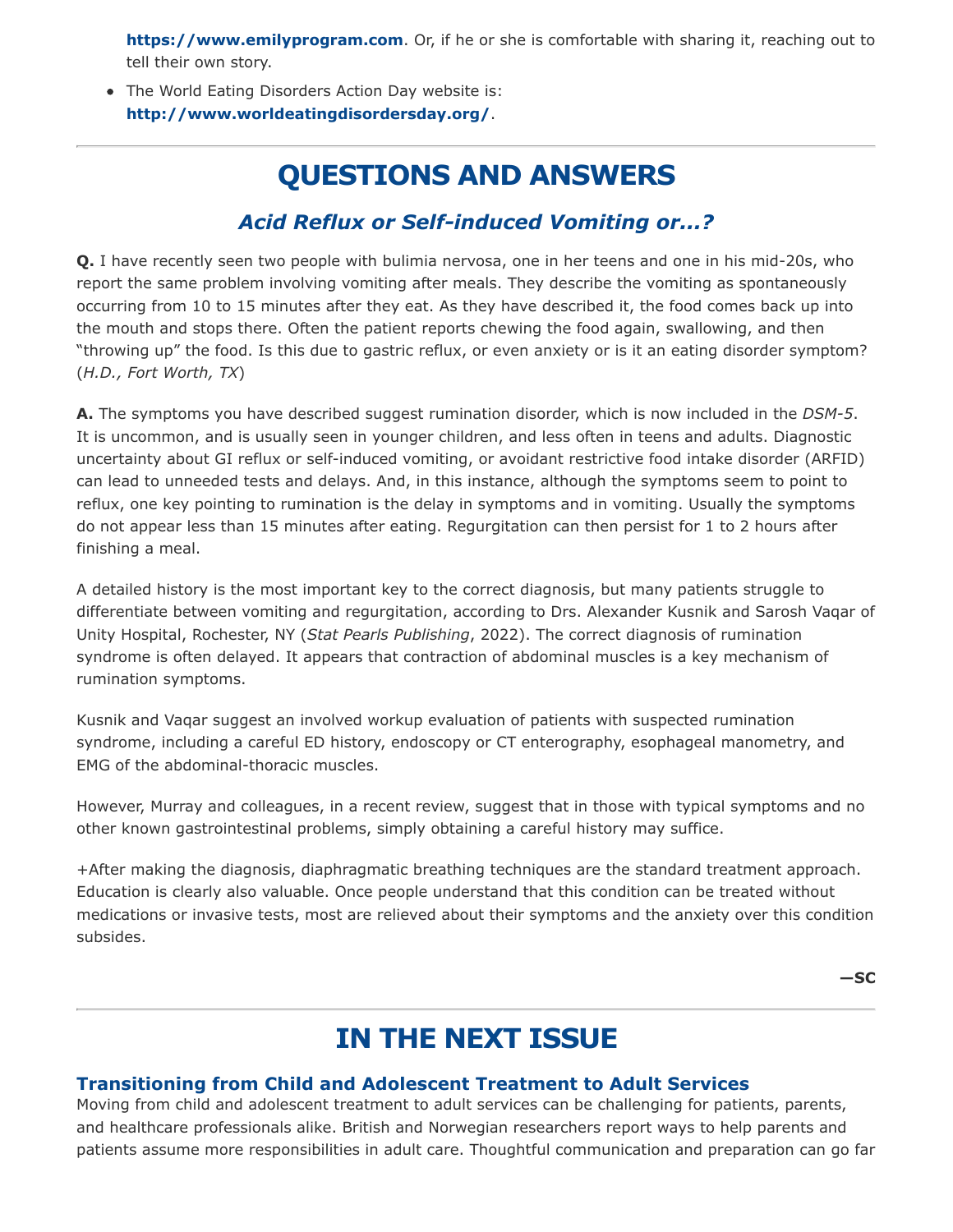**https://www.emilyprogram.com**. Or, if he or she is comfortable with sharing it, reaching out to tell their own story.

- The World Eating Disorders Action Day website is: **http://www.worldeatingdisordersday.org/**.

---

# QUESTIONS AND ANSWERS

## *Acid Reflux or Self-induced Vomiting or...?*

**Q.** I have recently seen two people with bulimia nervosa, one in her teens and one in his mid-20s, who report the same problem involving vomiting after meals. They describe the vomiting as spontaneously occurring from 10 to 15 minutes after they eat. As they have described it, the food comes back up into the mouth and stops there. Often the patient reports chewing the food again, swallowing, and then "throwing up" the food. Is this due to gastric reflux, or even anxiety or is it an eating disorder symptom? (*H.D., Fort Worth, TX*)

**A.** The symptoms you have described suggest rumination disorder, which is now included in the *DSM-5*. It is uncommon, and is usually seen in younger children, and less often in teens and adults. Diagnostic uncertainty about GI reflux or self-induced vomiting, or avoidant restrictive food intake disorder (ARFID) can lead to unneeded tests and delays. And, in this instance, although the symptoms seem to point to reflux, one key pointing to rumination is the delay in symptoms and in vomiting. Usually the symptoms do not appear less than 15 minutes after eating. Regurgitation can then persist for 1 to 2 hours after finishing a meal.

A detailed history is the most important key to the correct diagnosis, but many patients struggle to differentiate between vomiting and regurgitation, according to Drs. Alexander Kusnik and Sarosh Vaqar of Unity Hospital, Rochester, NY (*Stat Pearls Publishing*, 2022). The correct diagnosis of rumination syndrome is often delayed. It appears that contraction of abdominal muscles is a key mechanism of rumination symptoms.

Kusnik and Vaqar suggest an involved workup evaluation of patients with suspected rumination syndrome, including a careful ED history, endoscopy or CT enterography, esophageal manometry, and EMG of the abdominal-thoracic muscles.

However, Murray and colleagues, in a recent review, suggest that in those with typical symptoms and no other known gastrointestinal problems, simply obtaining a careful history may suffice.

+After making the diagnosis, diaphragmatic breathing techniques are the standard treatment approach. Education is clearly also valuable. Once people understand that this condition can be treated without medications or invasive tests, most are relieved about their symptoms and the anxiety over this condition subsides.

**—SC**

---

# IN THE NEXT ISSUE

### Transitioning from Child and Adolescent Treatment to Adult Services

Moving from child and adolescent treatment to adult services can be challenging for patients, parents, and healthcare professionals alike. British and Norwegian researchers report ways to help parents and patients assume more responsibilities in adult care. Thoughtful communication and preparation can go far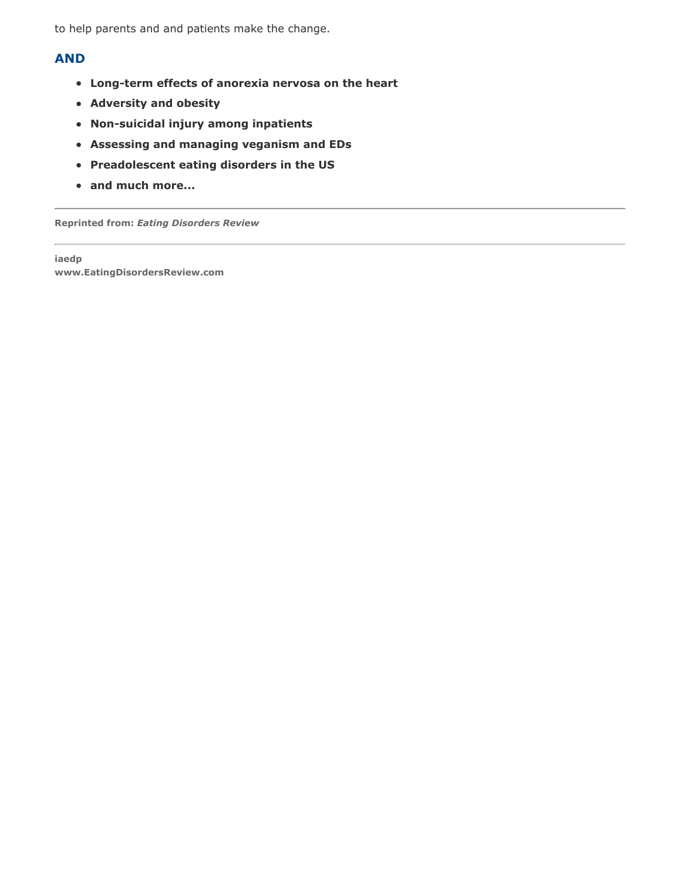to help parents and and patients make the change.

## AND

- **Long-term effects of anorexia nervosa on the heart**
- **Adversity and obesity**
- **Non-suicidal injury among inpatients**
- **Assessing and managing veganism and EDs**
- **Preadolescent eating disorders in the US**
- **and much more...**

---

**Reprinted from:** ***Eating Disorders Review***

---

**iaedp**
**www.EatingDisordersReview.com**